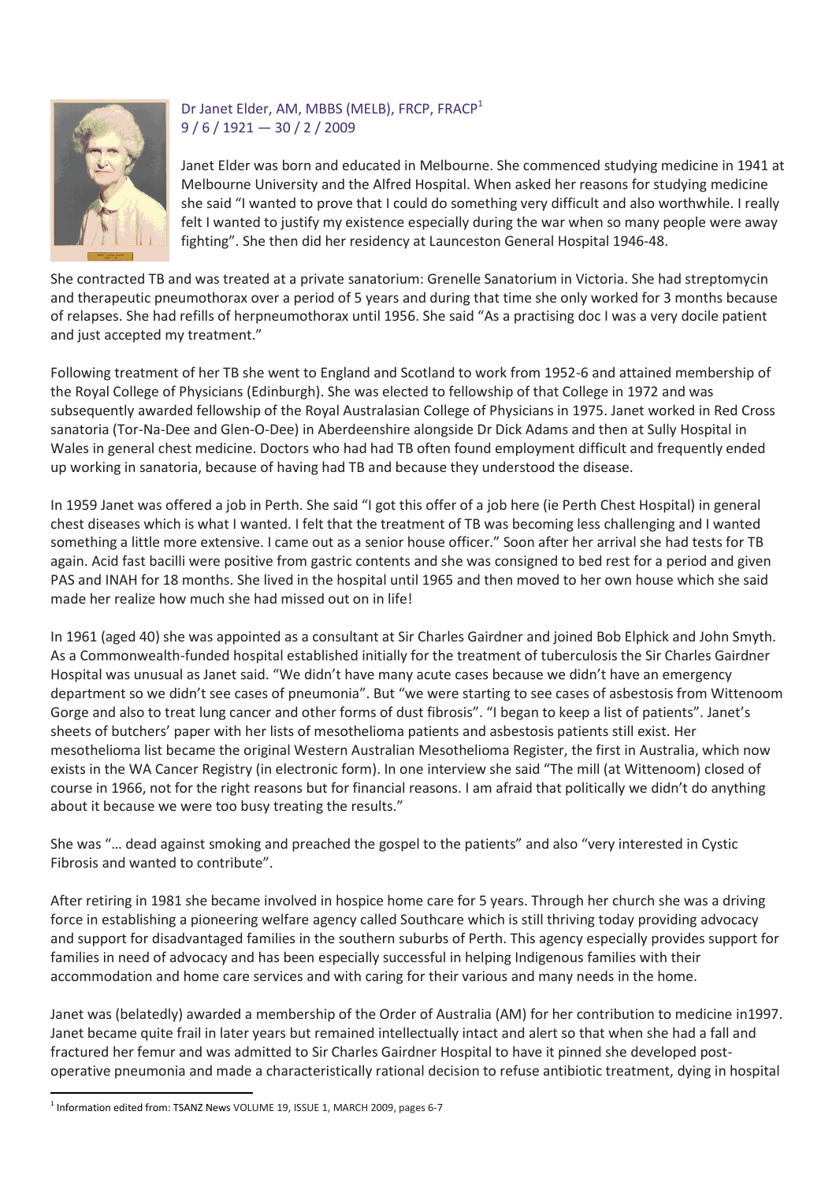Dr Janet Elder, AM, MBBS (MELB), FRCP, FRACP[1]
9 / 6 / 1921 — 30 / 2 / 2009

Janet Elder was born and educated in Melbourne. She commenced studying medicine in 1941 at Melbourne University and the Alfred Hospital. When asked her reasons for studying medicine she said "I wanted to prove that I could do something very difficult and also worthwhile. I really felt I wanted to justify my existence especially during the war when so many people were away fighting". She then did her residency at Launceston General Hospital 1946-48.

She contracted TB and was treated at a private sanatorium: Grenelle Sanatorium in Victoria. She had streptomycin and therapeutic pneumothorax over a period of 5 years and during that time she only worked for 3 months because of relapses. She had refills of herpneumothorax until 1956. She said "As a practising doc I was a very docile patient and just accepted my treatment."

Following treatment of her TB she went to England and Scotland to work from 1952-6 and attained membership of the Royal College of Physicians (Edinburgh). She was elected to fellowship of that College in 1972 and was subsequently awarded fellowship of the Royal Australasian College of Physicians in 1975. Janet worked in Red Cross sanatoria (Tor-Na-Dee and Glen-O-Dee) in Aberdeenshire alongside Dr Dick Adams and then at Sully Hospital in Wales in general chest medicine. Doctors who had had TB often found employment difficult and frequently ended up working in sanatoria, because of having had TB and because they understood the disease.

In 1959 Janet was offered a job in Perth. She said "I got this offer of a job here (ie Perth Chest Hospital) in general chest diseases which is what I wanted. I felt that the treatment of TB was becoming less challenging and I wanted something a little more extensive. I came out as a senior house officer." Soon after her arrival she had tests for TB again. Acid fast bacilli were positive from gastric contents and she was consigned to bed rest for a period and given PAS and INAH for 18 months. She lived in the hospital until 1965 and then moved to her own house which she said made her realize how much she had missed out on in life!

In 1961 (aged 40) she was appointed as a consultant at Sir Charles Gairdner and joined Bob Elphick and John Smyth. As a Commonwealth-funded hospital established initially for the treatment of tuberculosis the Sir Charles Gairdner Hospital was unusual as Janet said. "We didn't have many acute cases because we didn't have an emergency department so we didn't see cases of pneumonia". But "we were starting to see cases of asbestosis from Wittenoom Gorge and also to treat lung cancer and other forms of dust fibrosis". "I began to keep a list of patients". Janet's sheets of butchers' paper with her lists of mesothelioma patients and asbestosis patients still exist. Her mesothelioma list became the original Western Australian Mesothelioma Register, the first in Australia, which now exists in the WA Cancer Registry (in electronic form). In one interview she said "The mill (at Wittenoom) closed of course in 1966, not for the right reasons but for financial reasons. I am afraid that politically we didn't do anything about it because we were too busy treating the results."

She was "… dead against smoking and preached the gospel to the patients" and also "very interested in Cystic Fibrosis and wanted to contribute".

After retiring in 1981 she became involved in hospice home care for 5 years. Through her church she was a driving force in establishing a pioneering welfare agency called Southcare which is still thriving today providing advocacy and support for disadvantaged families in the southern suburbs of Perth. This agency especially provides support for families in need of advocacy and has been especially successful in helping Indigenous families with their accommodation and home care services and with caring for their various and many needs in the home.

Janet was (belatedly) awarded a membership of the Order of Australia (AM) for her contribution to medicine in1997. Janet became quite frail in later years but remained intellectually intact and alert so that when she had a fall and fractured her femur and was admitted to Sir Charles Gairdner Hospital to have it pinned she developed post-operative pneumonia and made a characteristically rational decision to refuse antibiotic treatment, dying in hospital

[1] Information edited from: TSANZ News VOLUME 19, ISSUE 1, MARCH 2009, pages 6-7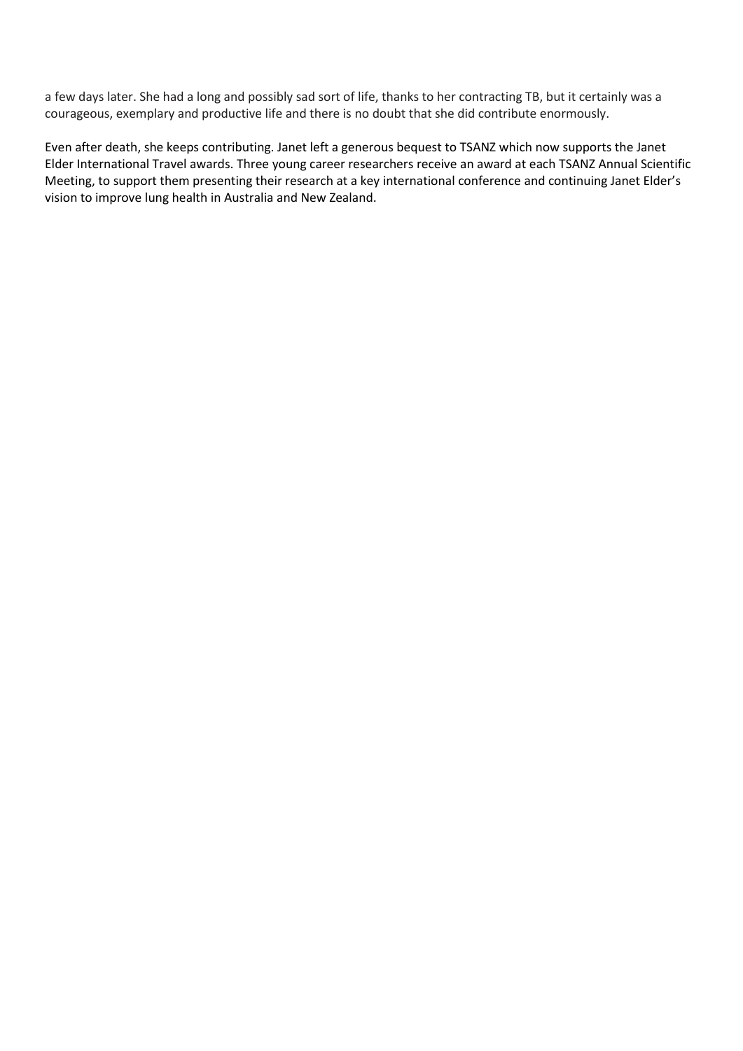a few days later. She had a long and possibly sad sort of life, thanks to her contracting TB, but it certainly was a courageous, exemplary and productive life and there is no doubt that she did contribute enormously.

Even after death, she keeps contributing. Janet left a generous bequest to TSANZ which now supports the Janet Elder International Travel awards. Three young career researchers receive an award at each TSANZ Annual Scientific Meeting, to support them presenting their research at a key international conference and continuing Janet Elder's vision to improve lung health in Australia and New Zealand.